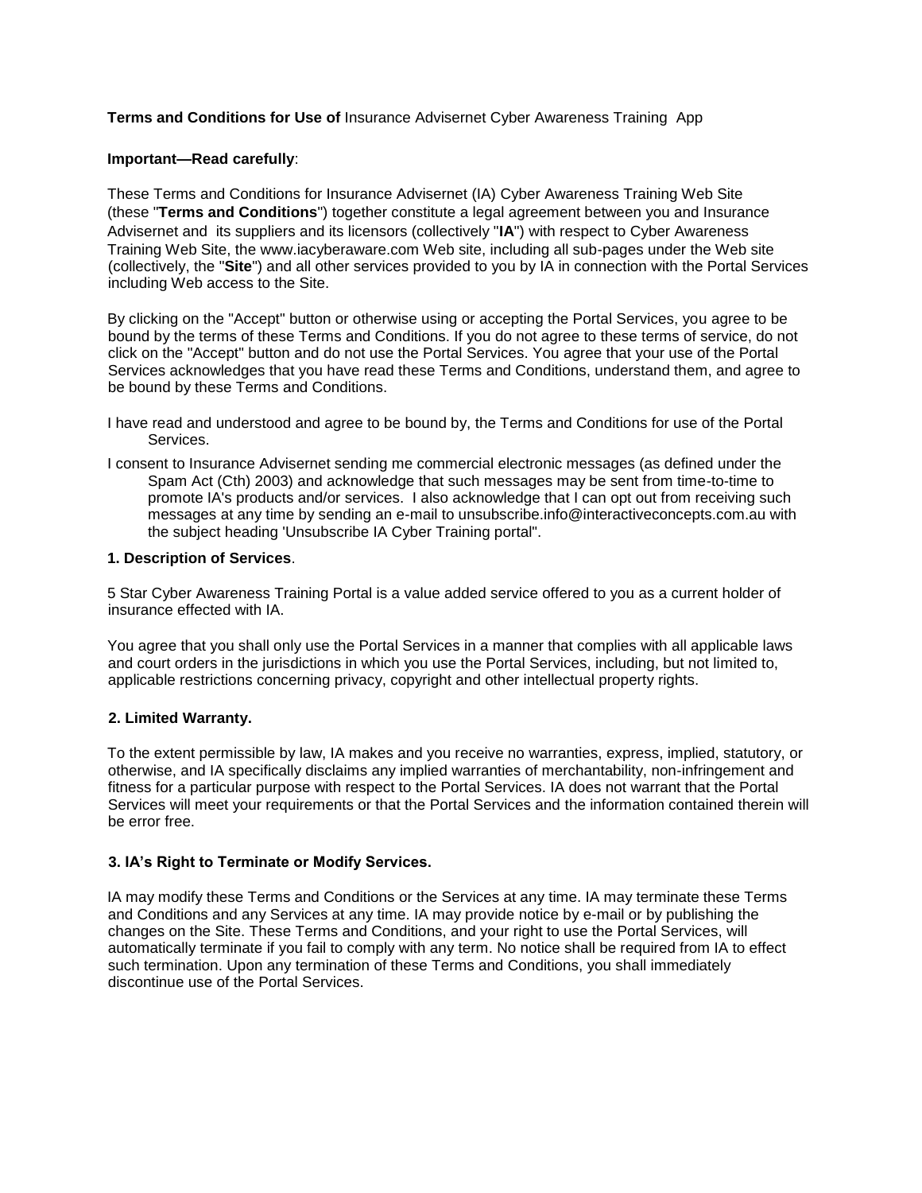**Terms and Conditions for Use of** Insurance Advisernet Cyber Awareness Training App

**Important—Read carefully**:

These Terms and Conditions for Insurance Advisernet (IA) Cyber Awareness Training Web Site (these "**Terms and Conditions**") together constitute a legal agreement between you and Insurance Advisernet and its suppliers and its licensors (collectively "**IA**") with respect to Cyber Awareness Training Web Site, the www.iacyberaware.com Web site, including all sub-pages under the Web site (collectively, the "**Site**") and all other services provided to you by IA in connection with the Portal Services including Web access to the Site.

By clicking on the "Accept" button or otherwise using or accepting the Portal Services, you agree to be bound by the terms of these Terms and Conditions. If you do not agree to these terms of service, do not click on the "Accept" button and do not use the Portal Services. You agree that your use of the Portal Services acknowledges that you have read these Terms and Conditions, understand them, and agree to be bound by these Terms and Conditions.

I have read and understood and agree to be bound by, the Terms and Conditions for use of the Portal Services.

I consent to Insurance Advisernet sending me commercial electronic messages (as defined under the Spam Act (Cth) 2003) and acknowledge that such messages may be sent from time-to-time to promote IA's products and/or services. I also acknowledge that I can opt out from receiving such messages at any time by sending an e-mail to unsubscribe.info@interactiveconcepts.com.au with the subject heading 'Unsubscribe IA Cyber Training portal".

**1. Description of Services**.

5 Star Cyber Awareness Training Portal is a value added service offered to you as a current holder of insurance effected with IA.

You agree that you shall only use the Portal Services in a manner that complies with all applicable laws and court orders in the jurisdictions in which you use the Portal Services, including, but not limited to, applicable restrictions concerning privacy, copyright and other intellectual property rights.

**2. Limited Warranty.**

To the extent permissible by law, IA makes and you receive no warranties, express, implied, statutory, or otherwise, and IA specifically disclaims any implied warranties of merchantability, non-infringement and fitness for a particular purpose with respect to the Portal Services. IA does not warrant that the Portal Services will meet your requirements or that the Portal Services and the information contained therein will be error free.

**3. IA's Right to Terminate or Modify Services.**

IA may modify these Terms and Conditions or the Services at any time. IA may terminate these Terms and Conditions and any Services at any time. IA may provide notice by e-mail or by publishing the changes on the Site. These Terms and Conditions, and your right to use the Portal Services, will automatically terminate if you fail to comply with any term. No notice shall be required from IA to effect such termination. Upon any termination of these Terms and Conditions, you shall immediately discontinue use of the Portal Services.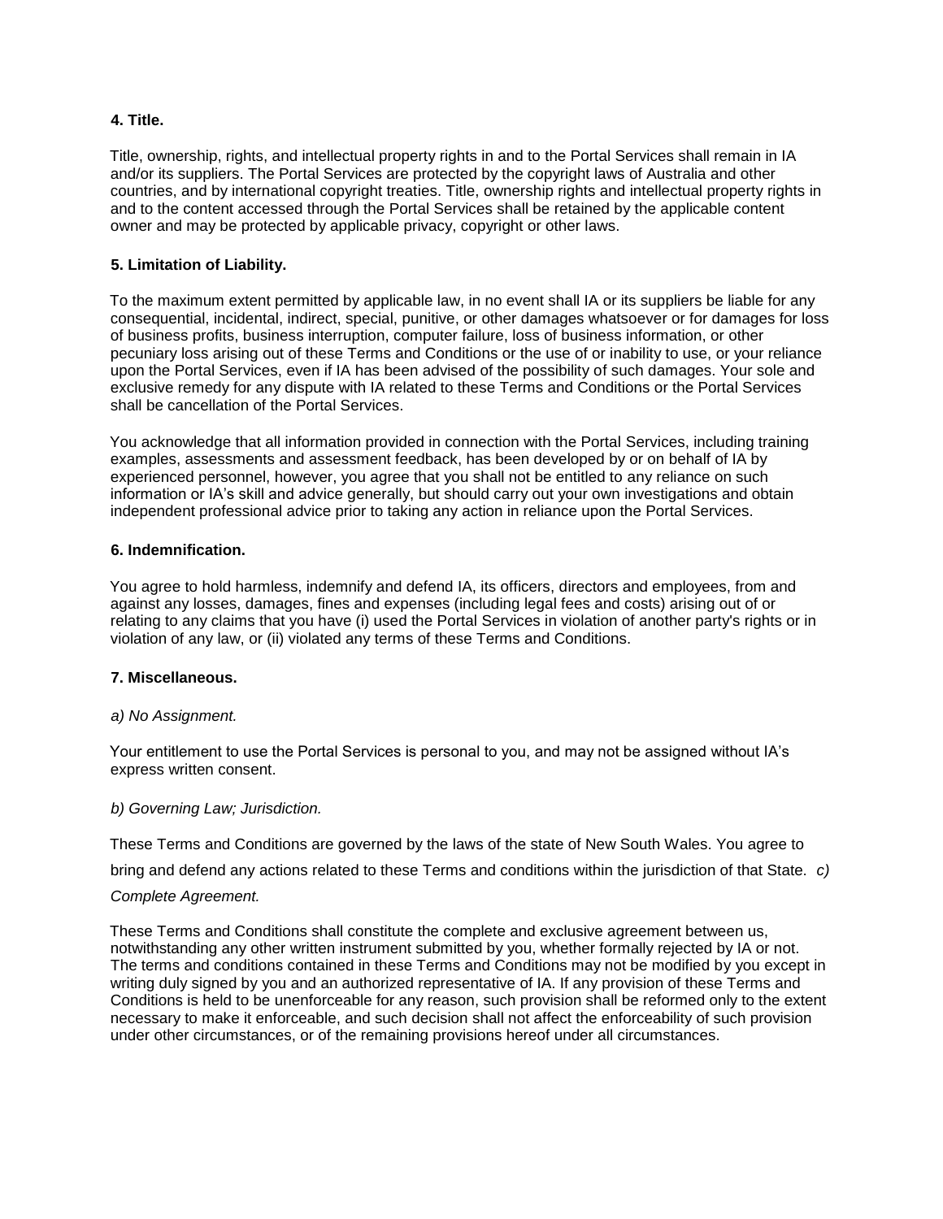**4. Title.**

Title, ownership, rights, and intellectual property rights in and to the Portal Services shall remain in IA and/or its suppliers. The Portal Services are protected by the copyright laws of Australia and other countries, and by international copyright treaties. Title, ownership rights and intellectual property rights in and to the content accessed through the Portal Services shall be retained by the applicable content owner and may be protected by applicable privacy, copyright or other laws.

**5. Limitation of Liability.**

To the maximum extent permitted by applicable law, in no event shall IA or its suppliers be liable for any consequential, incidental, indirect, special, punitive, or other damages whatsoever or for damages for loss of business profits, business interruption, computer failure, loss of business information, or other pecuniary loss arising out of these Terms and Conditions or the use of or inability to use, or your reliance upon the Portal Services, even if IA has been advised of the possibility of such damages. Your sole and exclusive remedy for any dispute with IA related to these Terms and Conditions or the Portal Services shall be cancellation of the Portal Services.

You acknowledge that all information provided in connection with the Portal Services, including training examples, assessments and assessment feedback, has been developed by or on behalf of IA by experienced personnel, however, you agree that you shall not be entitled to any reliance on such information or IA's skill and advice generally, but should carry out your own investigations and obtain independent professional advice prior to taking any action in reliance upon the Portal Services.

**6. Indemnification.**

You agree to hold harmless, indemnify and defend IA, its officers, directors and employees, from and against any losses, damages, fines and expenses (including legal fees and costs) arising out of or relating to any claims that you have (i) used the Portal Services in violation of another party's rights or in violation of any law, or (ii) violated any terms of these Terms and Conditions.

**7. Miscellaneous.**

*a) No Assignment.*

Your entitlement to use the Portal Services is personal to you, and may not be assigned without IA's express written consent.

*b) Governing Law; Jurisdiction.*

These Terms and Conditions are governed by the laws of the state of New South Wales. You agree to bring and defend any actions related to these Terms and conditions within the jurisdiction of that State.

*c) Complete Agreement.*

These Terms and Conditions shall constitute the complete and exclusive agreement between us, notwithstanding any other written instrument submitted by you, whether formally rejected by IA or not. The terms and conditions contained in these Terms and Conditions may not be modified by you except in writing duly signed by you and an authorized representative of IA. If any provision of these Terms and Conditions is held to be unenforceable for any reason, such provision shall be reformed only to the extent necessary to make it enforceable, and such decision shall not affect the enforceability of such provision under other circumstances, or of the remaining provisions hereof under all circumstances.